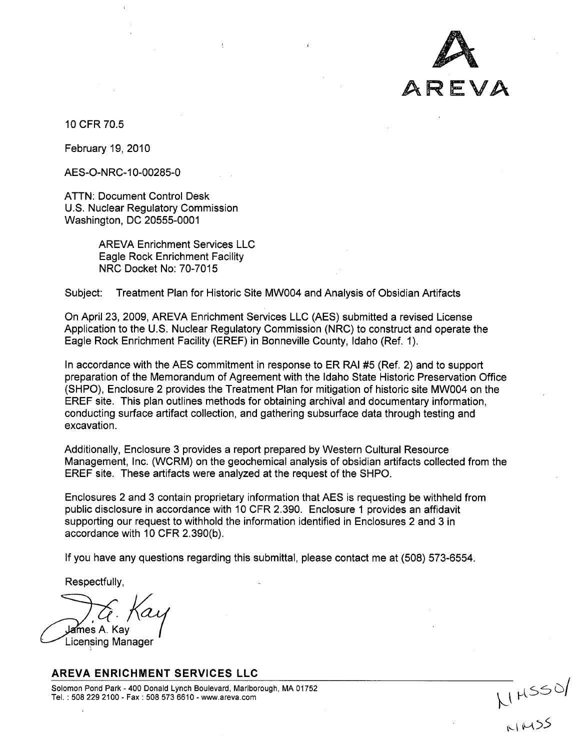AREVA

10 CFR 70.5

February 19, 2010

AES-O-NRC-10-00285-0

ATTN: Document Control Desk
U.S. Nuclear Regulatory Commission
Washington, DC 20555-0001

AREVA Enrichment Services LLC
Eagle Rock Enrichment Facility
NRC Docket No: 70-7015

Subject: Treatment Plan for Historic Site MW004 and Analysis of Obsidian Artifacts

On April 23, 2009, AREVA Enrichment Services LLC (AES) submitted a revised License Application to the U.S. Nuclear Regulatory Commission (NRC) to construct and operate the Eagle Rock Enrichment Facility (EREF) in Bonneville County, Idaho (Ref. 1).

In accordance with the AES commitment in response to ER RAI #5 (Ref. 2) and to support preparation of the Memorandum of Agreement with the Idaho State Historic Preservation Office (SHPO), Enclosure 2 provides the Treatment Plan for mitigation of historic site MW004 on the EREF site. This plan outlines methods for obtaining archival and documentary information, conducting surface artifact collection, and gathering subsurface data through testing and excavation.

Additionally, Enclosure 3 provides a report prepared by Western Cultural Resource Management, Inc. (WCRM) on the geochemical analysis of obsidian artifacts collected from the EREF site. These artifacts were analyzed at the request of the SHPO.

Enclosures 2 and 3 contain proprietary information that AES is requesting be withheld from public disclosure in accordance with 10 CFR 2.390. Enclosure 1 provides an affidavit supporting our request to withhold the information identified in Enclosures 2 and 3 in accordance with 10 CFR 2.390(b).

If you have any questions regarding this submittal, please contact me at (508) 573-6554.

Respectfully,

J. A. Kay

James A. Kay
Licensing Manager

**AREVA ENRICHMENT SERVICES LLC**

Solomon Pond Park - 400 Donald Lynch Boulevard, Marlborough, MA 01752
Tel. : 508 229 2100 - Fax : 508 573 6610 - www.areva.com

NMSS01

NMSS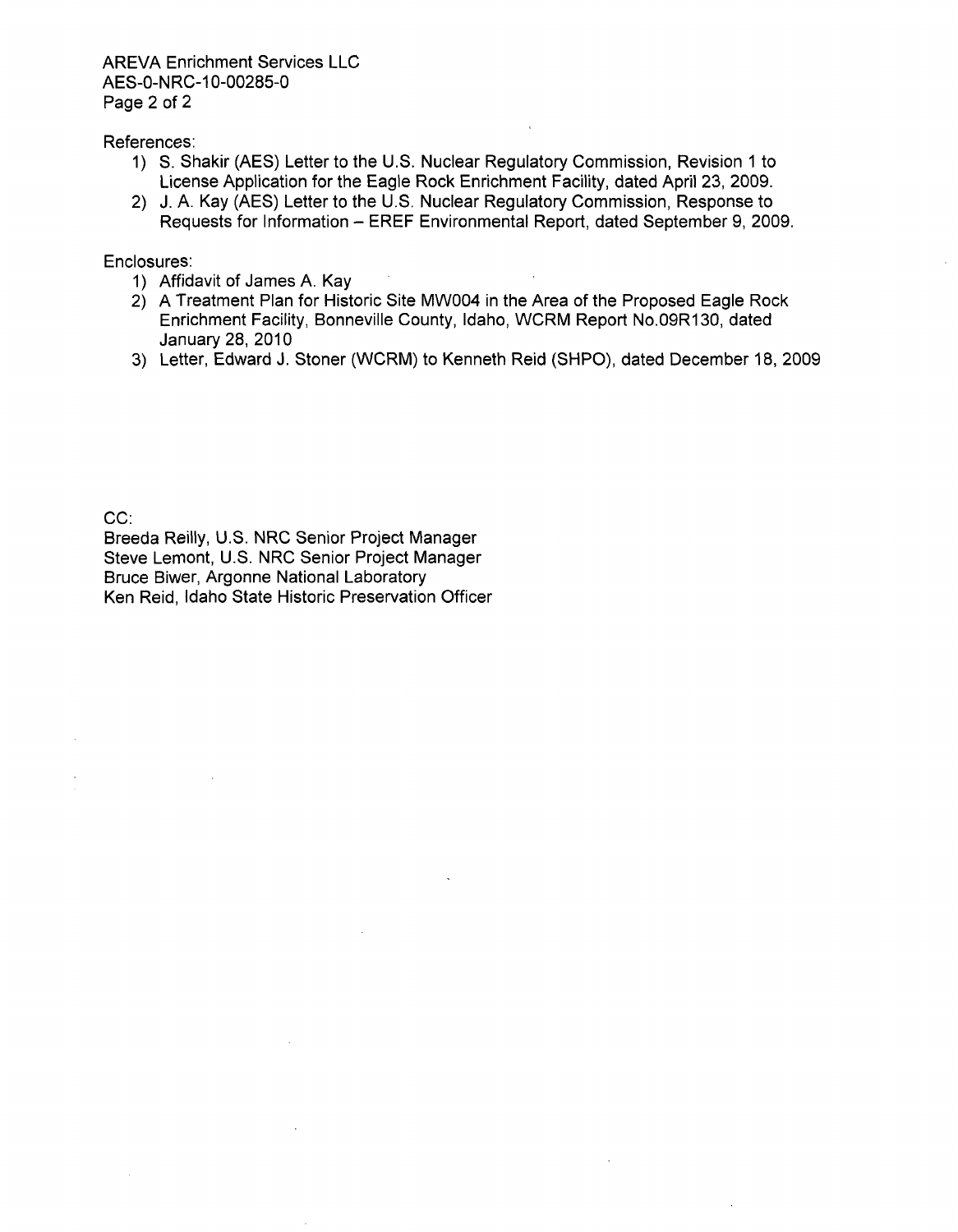References:

1) S. Shakir (AES) Letter to the U.S. Nuclear Regulatory Commission, Revision 1 to License Application for the Eagle Rock Enrichment Facility, dated April 23, 2009.
2) J. A. Kay (AES) Letter to the U.S. Nuclear Regulatory Commission, Response to Requests for Information – EREF Environmental Report, dated September 9, 2009.

Enclosures:

1) Affidavit of James A. Kay
2) A Treatment Plan for Historic Site MW004 in the Area of the Proposed Eagle Rock Enrichment Facility, Bonneville County, Idaho, WCRM Report No.09R130, dated January 28, 2010
3) Letter, Edward J. Stoner (WCRM) to Kenneth Reid (SHPO), dated December 18, 2009

CC:
Breeda Reilly, U.S. NRC Senior Project Manager
Steve Lemont, U.S. NRC Senior Project Manager
Bruce Biwer, Argonne National Laboratory
Ken Reid, Idaho State Historic Preservation Officer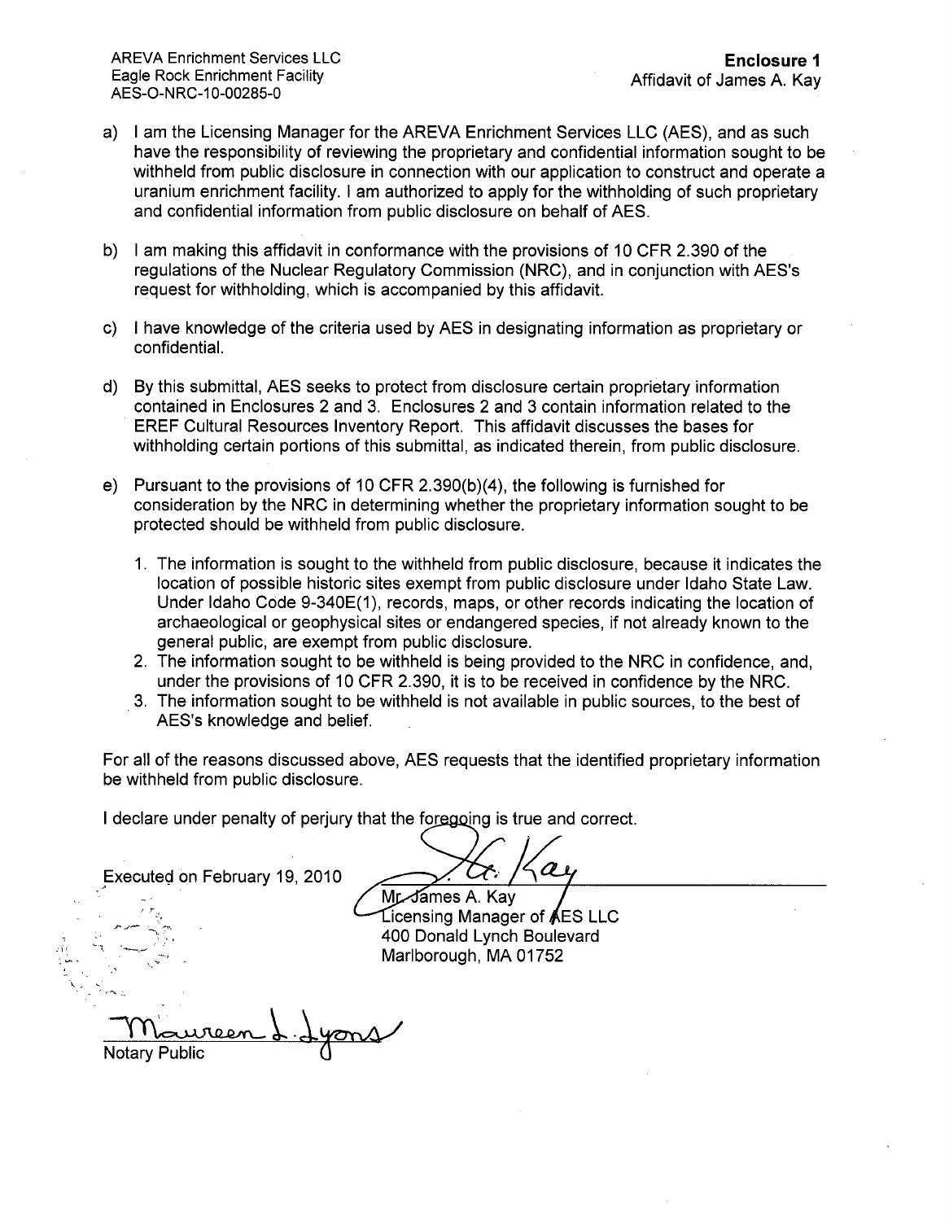AREVA Enrichment Services LLC
Eagle Rock Enrichment Facility
AES-O-NRC-10-00285-0

**Enclosure 1**
Affidavit of James A. Kay

a) I am the Licensing Manager for the AREVA Enrichment Services LLC (AES), and as such have the responsibility of reviewing the proprietary and confidential information sought to be withheld from public disclosure in connection with our application to construct and operate a uranium enrichment facility. I am authorized to apply for the withholding of such proprietary and confidential information from public disclosure on behalf of AES.

b) I am making this affidavit in conformance with the provisions of 10 CFR 2.390 of the regulations of the Nuclear Regulatory Commission (NRC), and in conjunction with AES's request for withholding, which is accompanied by this affidavit.

c) I have knowledge of the criteria used by AES in designating information as proprietary or confidential.

d) By this submittal, AES seeks to protect from disclosure certain proprietary information contained in Enclosures 2 and 3. Enclosures 2 and 3 contain information related to the EREF Cultural Resources Inventory Report. This affidavit discusses the bases for withholding certain portions of this submittal, as indicated therein, from public disclosure.

e) Pursuant to the provisions of 10 CFR 2.390(b)(4), the following is furnished for consideration by the NRC in determining whether the proprietary information sought to be protected should be withheld from public disclosure.

1. The information is sought to the withheld from public disclosure, because it indicates the location of possible historic sites exempt from public disclosure under Idaho State Law. Under Idaho Code 9-340E(1), records, maps, or other records indicating the location of archaeological or geophysical sites or endangered species, if not already known to the general public, are exempt from public disclosure.
2. The information sought to be withheld is being provided to the NRC in confidence, and, under the provisions of 10 CFR 2.390, it is to be received in confidence by the NRC.
3. The information sought to be withheld is not available in public sources, to the best of AES's knowledge and belief.

For all of the reasons discussed above, AES requests that the identified proprietary information be withheld from public disclosure.

I declare under penalty of perjury that the foregoing is true and correct.

Executed on February 19, 2010

Mr. James A. Kay
Licensing Manager of AES LLC
400 Donald Lynch Boulevard
Marlborough, MA 01752

Maureen L. Lyons
Notary Public